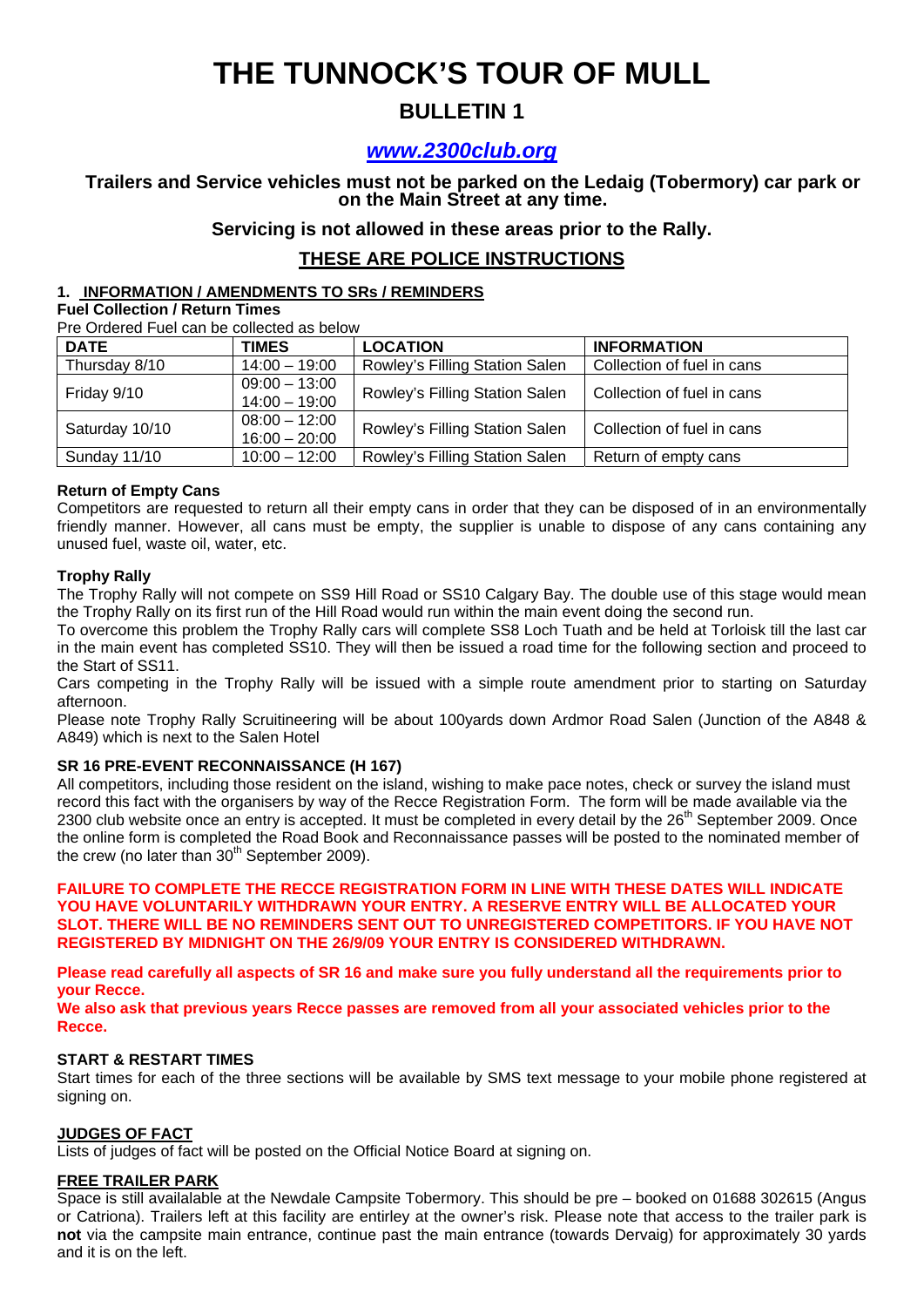# THE TUNNOCK'S TOUR OF MULL

## BULLETIN 1

## *www.2300club.org*

**Trailers and Service vehicles must not be parked on the Ledaig (Tobermory) car park or on the Main Street at any time.**

**Servicing is not allowed in these areas prior to the Rally.**

**THESE ARE POLICE INSTRUCTIONS**

### 1. INFORMATION / AMENDMENTS TO SRs / REMINDERS

**Fuel Collection / Return Times**

Pre Ordered Fuel can be collected as below

| DATE | TIMES | LOCATION | INFORMATION |
|---|---|---|---|
| Thursday 8/10 | 14:00 – 19:00 | Rowley's Filling Station Salen | Collection of fuel in cans |
| Friday 9/10 | 09:00 – 13:00<br>14:00 – 19:00 | Rowley's Filling Station Salen | Collection of fuel in cans |
| Saturday 10/10 | 08:00 – 12:00<br>16:00 – 20:00 | Rowley's Filling Station Salen | Collection of fuel in cans |
| Sunday 11/10 | 10:00 – 12:00 | Rowley's Filling Station Salen | Return of empty cans |

**Return of Empty Cans**

Competitors are requested to return all their empty cans in order that they can be disposed of in an environmentally friendly manner. However, all cans must be empty, the supplier is unable to dispose of any cans containing any unused fuel, waste oil, water, etc.

**Trophy Rally**

The Trophy Rally will not compete on SS9 Hill Road or SS10 Calgary Bay. The double use of this stage would mean the Trophy Rally on its first run of the Hill Road would run within the main event doing the second run.

To overcome this problem the Trophy Rally cars will complete SS8 Loch Tuath and be held at Torloisk till the last car in the main event has completed SS10. They will then be issued a road time for the following section and proceed to the Start of SS11.

Cars competing in the Trophy Rally will be issued with a simple route amendment prior to starting on Saturday afternoon.

Please note Trophy Rally Scruitineering will be about 100yards down Ardmor Road Salen (Junction of the A848 & A849) which is next to the Salen Hotel

**SR 16 PRE-EVENT RECONNAISSANCE (H 167)**

All competitors, including those resident on the island, wishing to make pace notes, check or survey the island must record this fact with the organisers by way of the Recce Registration Form. The form will be made available via the 2300 club website once an entry is accepted. It must be completed in every detail by the 26th September 2009. Once the online form is completed the Road Book and Reconnaissance passes will be posted to the nominated member of the crew (no later than 30th September 2009).

**FAILURE TO COMPLETE THE RECCE REGISTRATION FORM IN LINE WITH THESE DATES WILL INDICATE YOU HAVE VOLUNTARILY WITHDRAWN YOUR ENTRY. A RESERVE ENTRY WILL BE ALLOCATED YOUR SLOT. THERE WILL BE NO REMINDERS SENT OUT TO UNREGISTERED COMPETITORS. IF YOU HAVE NOT REGISTERED BY MIDNIGHT ON THE 26/9/09 YOUR ENTRY IS CONSIDERED WITHDRAWN.**

**Please read carefully all aspects of SR 16 and make sure you fully understand all the requirements prior to your Recce.**

**We also ask that previous years Recce passes are removed from all your associated vehicles prior to the Recce.**

**START & RESTART TIMES**

Start times for each of the three sections will be available by SMS text message to your mobile phone registered at signing on.

**JUDGES OF FACT**

Lists of judges of fact will be posted on the Official Notice Board at signing on.

**FREE TRAILER PARK**

Space is still availalable at the Newdale Campsite Tobermory. This should be pre – booked on 01688 302615 (Angus or Catriona). Trailers left at this facility are entirley at the owner's risk. Please note that access to the trailer park is **not** via the campsite main entrance, continue past the main entrance (towards Dervaig) for approximately 30 yards and it is on the left.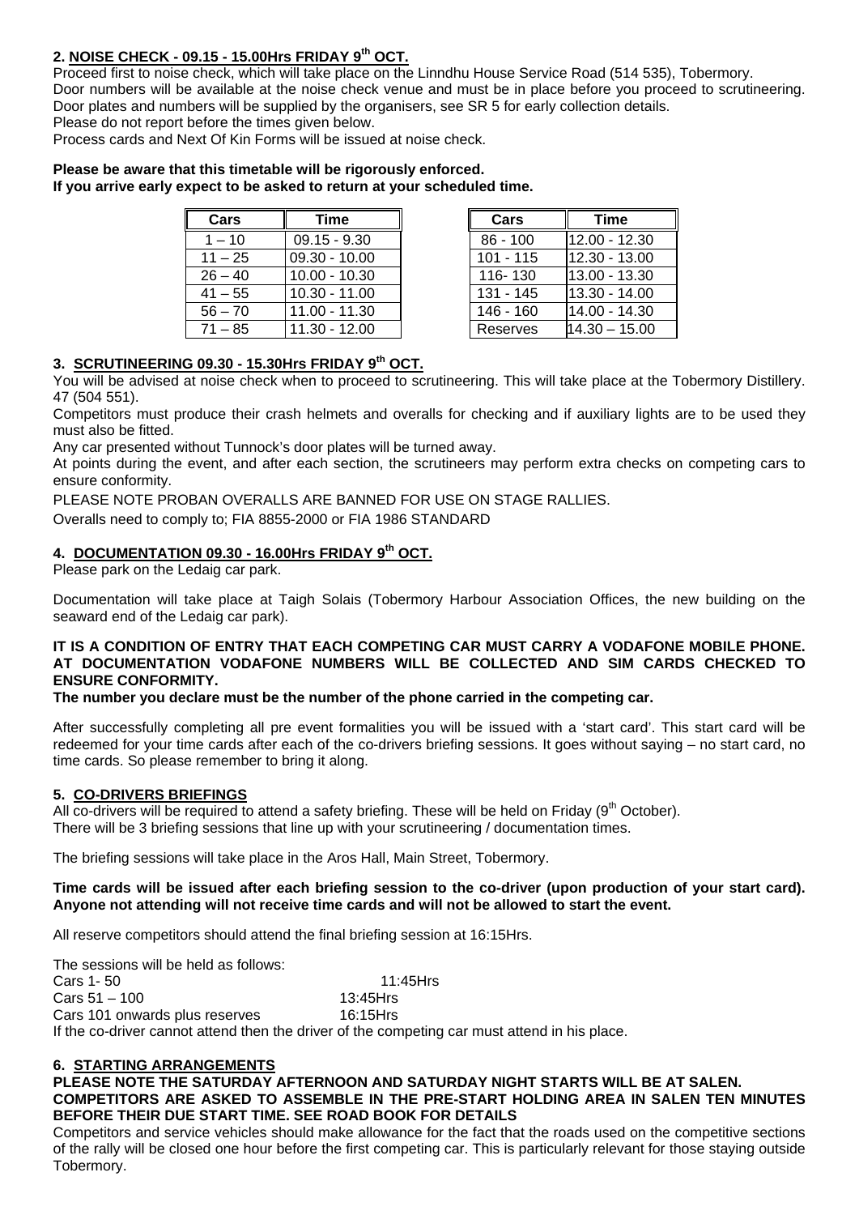## 2. NOISE CHECK - 09.15 - 15.00Hrs FRIDAY 9th OCT.

Proceed first to noise check, which will take place on the Linndhu House Service Road (514 535), Tobermory.
Door numbers will be available at the noise check venue and must be in place before you proceed to scrutineering.
Door plates and numbers will be supplied by the organisers, see SR 5 for early collection details.
Please do not report before the times given below.
Process cards and Next Of Kin Forms will be issued at noise check.

**Please be aware that this timetable will be rigorously enforced.**
**If you arrive early expect to be asked to return at your scheduled time.**

| Cars | Time |
|---|---|
| 1 – 10 | 09.15 - 9.30 |
| 11 – 25 | 09.30 - 10.00 |
| 26 – 40 | 10.00 - 10.30 |
| 41 – 55 | 10.30 - 11.00 |
| 56 – 70 | 11.00 - 11.30 |
| 71 – 85 | 11.30 - 12.00 |

| Cars | Time |
|---|---|
| 86 - 100 | 12.00 - 12.30 |
| 101 - 115 | 12.30 - 13.00 |
| 116- 130 | 13.00 - 13.30 |
| 131 - 145 | 13.30 - 14.00 |
| 146 - 160 | 14.00 - 14.30 |
| Reserves | 14.30 – 15.00 |

## 3. SCRUTINEERING 09.30 - 15.30Hrs FRIDAY 9th OCT.

You will be advised at noise check when to proceed to scrutineering. This will take place at the Tobermory Distillery. 47 (504 551).

Competitors must produce their crash helmets and overalls for checking and if auxiliary lights are to be used they must also be fitted.

Any car presented without Tunnock's door plates will be turned away.

At points during the event, and after each section, the scrutineers may perform extra checks on competing cars to ensure conformity.

PLEASE NOTE PROBAN OVERALLS ARE BANNED FOR USE ON STAGE RALLIES.

Overalls need to comply to; FIA 8855-2000 or FIA 1986 STANDARD

## 4. DOCUMENTATION 09.30 - 16.00Hrs FRIDAY 9th OCT.

Please park on the Ledaig car park.

Documentation will take place at Taigh Solais (Tobermory Harbour Association Offices, the new building on the seaward end of the Ledaig car park).

**IT IS A CONDITION OF ENTRY THAT EACH COMPETING CAR MUST CARRY A VODAFONE MOBILE PHONE. AT DOCUMENTATION VODAFONE NUMBERS WILL BE COLLECTED AND SIM CARDS CHECKED TO ENSURE CONFORMITY.**

**The number you declare must be the number of the phone carried in the competing car.**

After successfully completing all pre event formalities you will be issued with a 'start card'. This start card will be redeemed for your time cards after each of the co-drivers briefing sessions. It goes without saying – no start card, no time cards. So please remember to bring it along.

## 5. CO-DRIVERS BRIEFINGS

All co-drivers will be required to attend a safety briefing. These will be held on Friday (9th October).
There will be 3 briefing sessions that line up with your scrutineering / documentation times.

The briefing sessions will take place in the Aros Hall, Main Street, Tobermory.

**Time cards will be issued after each briefing session to the co-driver (upon production of your start card). Anyone not attending will not receive time cards and will not be allowed to start the event.**

All reserve competitors should attend the final briefing session at 16:15Hrs.

The sessions will be held as follows:

| | |
|---|---|
| Cars 1- 50 | 11:45Hrs |
| Cars 51 – 100 | 13:45Hrs |
| Cars 101 onwards plus reserves | 16:15Hrs |

If the co-driver cannot attend then the driver of the competing car must attend in his place.

## 6. STARTING ARRANGEMENTS

**PLEASE NOTE THE SATURDAY AFTERNOON AND SATURDAY NIGHT STARTS WILL BE AT SALEN. COMPETITORS ARE ASKED TO ASSEMBLE IN THE PRE-START HOLDING AREA IN SALEN TEN MINUTES BEFORE THEIR DUE START TIME. SEE ROAD BOOK FOR DETAILS**

Competitors and service vehicles should make allowance for the fact that the roads used on the competitive sections of the rally will be closed one hour before the first competing car. This is particularly relevant for those staying outside Tobermory.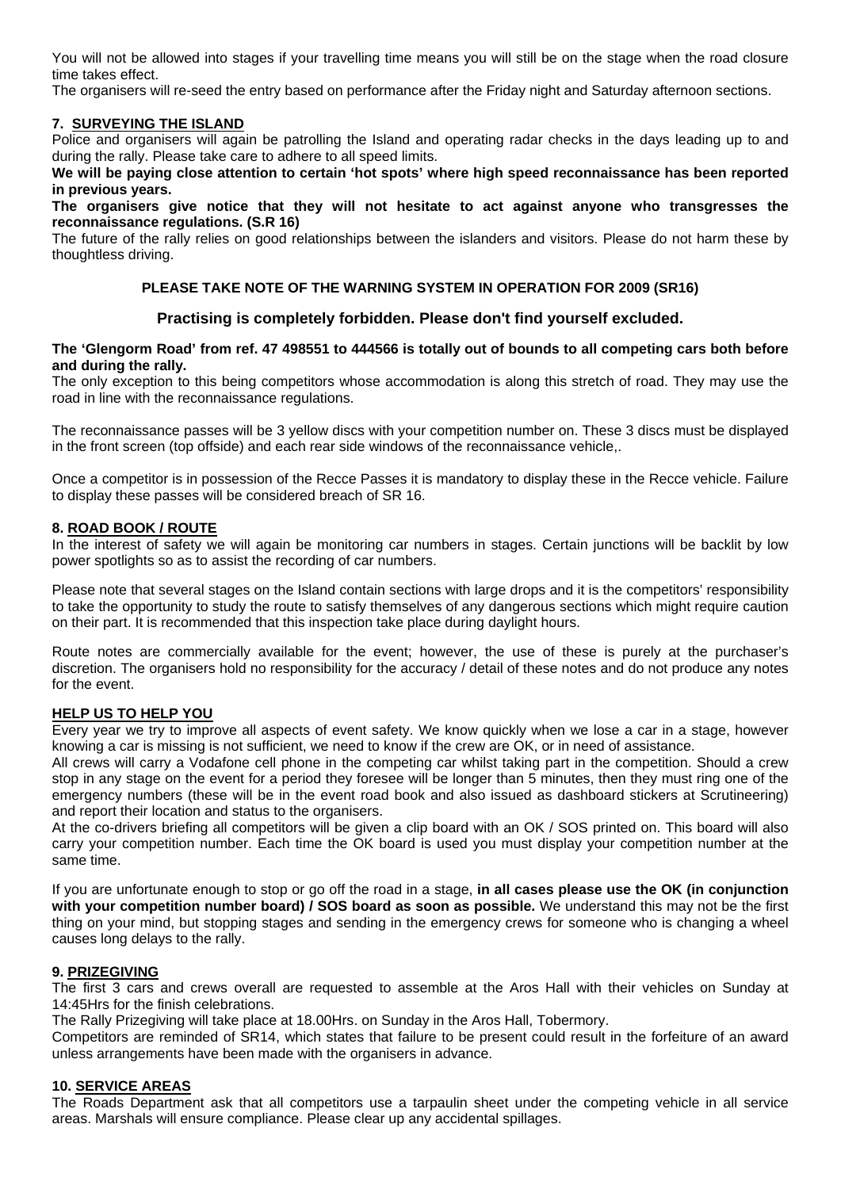You will not be allowed into stages if your travelling time means you will still be on the stage when the road closure time takes effect.

The organisers will re-seed the entry based on performance after the Friday night and Saturday afternoon sections.

## 7. SURVEYING THE ISLAND

Police and organisers will again be patrolling the Island and operating radar checks in the days leading up to and during the rally. Please take care to adhere to all speed limits.

**We will be paying close attention to certain 'hot spots' where high speed reconnaissance has been reported in previous years.**

**The organisers give notice that they will not hesitate to act against anyone who transgresses the reconnaissance regulations. (S.R 16)**

The future of the rally relies on good relationships between the islanders and visitors. Please do not harm these by thoughtless driving.

**PLEASE TAKE NOTE OF THE WARNING SYSTEM IN OPERATION FOR 2009 (SR16)**

**Practising is completely forbidden. Please don't find yourself excluded.**

**The 'Glengorm Road' from ref. 47 498551 to 444566 is totally out of bounds to all competing cars both before and during the rally.**

The only exception to this being competitors whose accommodation is along this stretch of road. They may use the road in line with the reconnaissance regulations.

The reconnaissance passes will be 3 yellow discs with your competition number on. These 3 discs must be displayed in the front screen (top offside) and each rear side windows of the reconnaissance vehicle,.

Once a competitor is in possession of the Recce Passes it is mandatory to display these in the Recce vehicle. Failure to display these passes will be considered breach of SR 16.

## 8. ROAD BOOK / ROUTE

In the interest of safety we will again be monitoring car numbers in stages. Certain junctions will be backlit by low power spotlights so as to assist the recording of car numbers.

Please note that several stages on the Island contain sections with large drops and it is the competitors' responsibility to take the opportunity to study the route to satisfy themselves of any dangerous sections which might require caution on their part. It is recommended that this inspection take place during daylight hours.

Route notes are commercially available for the event; however, the use of these is purely at the purchaser's discretion. The organisers hold no responsibility for the accuracy / detail of these notes and do not produce any notes for the event.

## HELP US TO HELP YOU

Every year we try to improve all aspects of event safety. We know quickly when we lose a car in a stage, however knowing a car is missing is not sufficient, we need to know if the crew are OK, or in need of assistance.

All crews will carry a Vodafone cell phone in the competing car whilst taking part in the competition. Should a crew stop in any stage on the event for a period they foresee will be longer than 5 minutes, then they must ring one of the emergency numbers (these will be in the event road book and also issued as dashboard stickers at Scrutineering) and report their location and status to the organisers.

At the co-drivers briefing all competitors will be given a clip board with an OK / SOS printed on. This board will also carry your competition number. Each time the OK board is used you must display your competition number at the same time.

If you are unfortunate enough to stop or go off the road in a stage, **in all cases please use the OK (in conjunction with your competition number board) / SOS board as soon as possible.** We understand this may not be the first thing on your mind, but stopping stages and sending in the emergency crews for someone who is changing a wheel causes long delays to the rally.

## 9. PRIZEGIVING

The first 3 cars and crews overall are requested to assemble at the Aros Hall with their vehicles on Sunday at 14:45Hrs for the finish celebrations.

The Rally Prizegiving will take place at 18.00Hrs. on Sunday in the Aros Hall, Tobermory.

Competitors are reminded of SR14, which states that failure to be present could result in the forfeiture of an award unless arrangements have been made with the organisers in advance.

## 10. SERVICE AREAS

The Roads Department ask that all competitors use a tarpaulin sheet under the competing vehicle in all service areas. Marshals will ensure compliance. Please clear up any accidental spillages.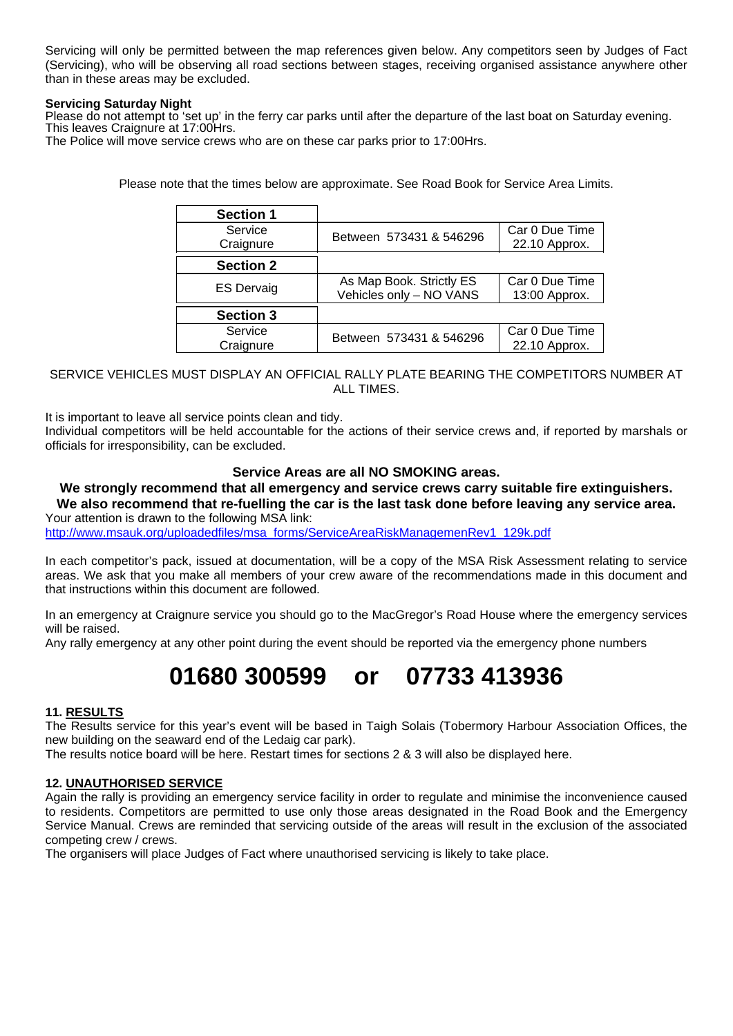Servicing will only be permitted between the map references given below. Any competitors seen by Judges of Fact (Servicing), who will be observing all road sections between stages, receiving organised assistance anywhere other than in these areas may be excluded.

**Servicing Saturday Night**
Please do not attempt to 'set up' in the ferry car parks until after the departure of the last boat on Saturday evening. This leaves Craignure at 17:00Hrs.
The Police will move service crews who are on these car parks prior to 17:00Hrs.

Please note that the times below are approximate. See Road Book for Service Area Limits.

| **Section 1** | | |
|---|---|---|
| Service Craignure | Between 573431 & 546296 | Car 0 Due Time 22.10 Approx. |
| **Section 2** | | |
| ES Dervaig | As Map Book. Strictly ES Vehicles only – NO VANS | Car 0 Due Time 13:00 Approx. |
| **Section 3** | | |
| Service Craignure | Between 573431 & 546296 | Car 0 Due Time 22.10 Approx. |

SERVICE VEHICLES MUST DISPLAY AN OFFICIAL RALLY PLATE BEARING THE COMPETITORS NUMBER AT ALL TIMES.

It is important to leave all service points clean and tidy.
Individual competitors will be held accountable for the actions of their service crews and, if reported by marshals or officials for irresponsibility, can be excluded.

**Service Areas are all NO SMOKING areas.**
**We strongly recommend that all emergency and service crews carry suitable fire extinguishers.**
**We also recommend that re-fuelling the car is the last task done before leaving any service area.**
Your attention is drawn to the following MSA link:
http://www.msauk.org/uploadedfiles/msa_forms/ServiceAreaRiskManagemenRev1_129k.pdf

In each competitor's pack, issued at documentation, will be a copy of the MSA Risk Assessment relating to service areas. We ask that you make all members of your crew aware of the recommendations made in this document and that instructions within this document are followed.

In an emergency at Craignure service you should go to the MacGregor's Road House where the emergency services will be raised.
Any rally emergency at any other point during the event should be reported via the emergency phone numbers

# 01680 300599 or 07733 413936

### 11. RESULTS
The Results service for this year's event will be based in Taigh Solais (Tobermory Harbour Association Offices, the new building on the seaward end of the Ledaig car park).
The results notice board will be here. Restart times for sections 2 & 3 will also be displayed here.

### 12. UNAUTHORISED SERVICE
Again the rally is providing an emergency service facility in order to regulate and minimise the inconvenience caused to residents. Competitors are permitted to use only those areas designated in the Road Book and the Emergency Service Manual. Crews are reminded that servicing outside of the areas will result in the exclusion of the associated competing crew / crews.
The organisers will place Judges of Fact where unauthorised servicing is likely to take place.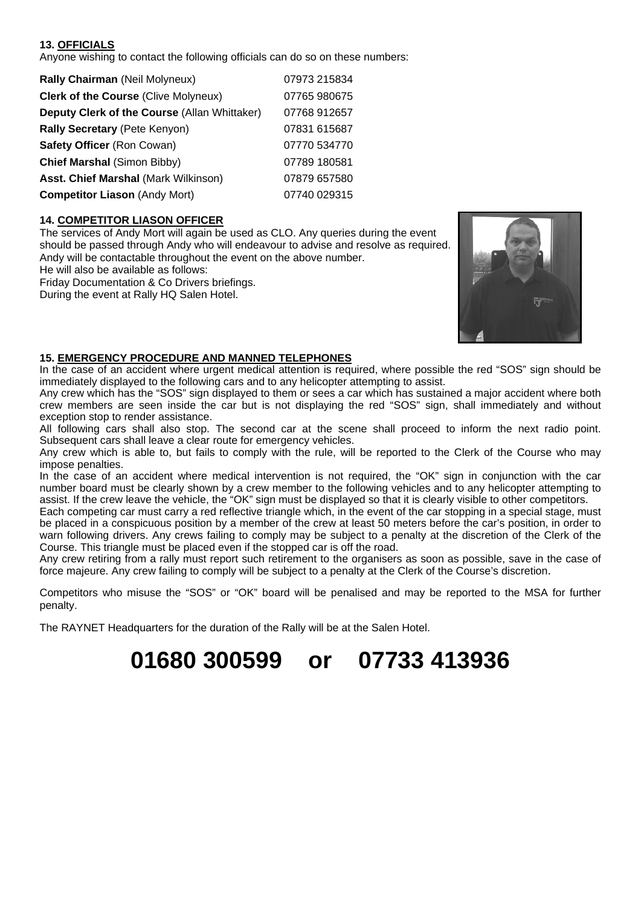**13. OFFICIALS**

Anyone wishing to contact the following officials can do so on these numbers:

| | |
|---|---|
| **Rally Chairman** (Neil Molyneux) | 07973 215834 |
| **Clerk of the Course** (Clive Molyneux) | 07765 980675 |
| **Deputy Clerk of the Course** (Allan Whittaker) | 07768 912657 |
| **Rally Secretary** (Pete Kenyon) | 07831 615687 |
| **Safety Officer** (Ron Cowan) | 07770 534770 |
| **Chief Marshal** (Simon Bibby) | 07789 180581 |
| **Asst. Chief Marshal** (Mark Wilkinson) | 07879 657580 |
| **Competitor Liason** (Andy Mort) | 07740 029315 |

**14. COMPETITOR LIASON OFFICER**

The services of Andy Mort will again be used as CLO. Any queries during the event should be passed through Andy who will endeavour to advise and resolve as required. Andy will be contactable throughout the event on the above number.
He will also be available as follows:
Friday Documentation & Co Drivers briefings.
During the event at Rally HQ Salen Hotel.

**15. EMERGENCY PROCEDURE AND MANNED TELEPHONES**

In the case of an accident where urgent medical attention is required, where possible the red "SOS" sign should be immediately displayed to the following cars and to any helicopter attempting to assist.
Any crew which has the "SOS" sign displayed to them or sees a car which has sustained a major accident where both crew members are seen inside the car but is not displaying the red "SOS" sign, shall immediately and without exception stop to render assistance.
All following cars shall also stop. The second car at the scene shall proceed to inform the next radio point. Subsequent cars shall leave a clear route for emergency vehicles.
Any crew which is able to, but fails to comply with the rule, will be reported to the Clerk of the Course who may impose penalties.
In the case of an accident where medical intervention is not required, the "OK" sign in conjunction with the car number board must be clearly shown by a crew member to the following vehicles and to any helicopter attempting to assist. If the crew leave the vehicle, the "OK" sign must be displayed so that it is clearly visible to other competitors.
Each competing car must carry a red reflective triangle which, in the event of the car stopping in a special stage, must be placed in a conspicuous position by a member of the crew at least 50 meters before the car's position, in order to warn following drivers. Any crews failing to comply may be subject to a penalty at the discretion of the Clerk of the Course. This triangle must be placed even if the stopped car is off the road.
Any crew retiring from a rally must report such retirement to the organisers as soon as possible, save in the case of force majeure. Any crew failing to comply will be subject to a penalty at the Clerk of the Course's discretion.

Competitors who misuse the "SOS" or "OK" board will be penalised and may be reported to the MSA for further penalty.

The RAYNET Headquarters for the duration of the Rally will be at the Salen Hotel.

# 01680 300599 or 07733 413936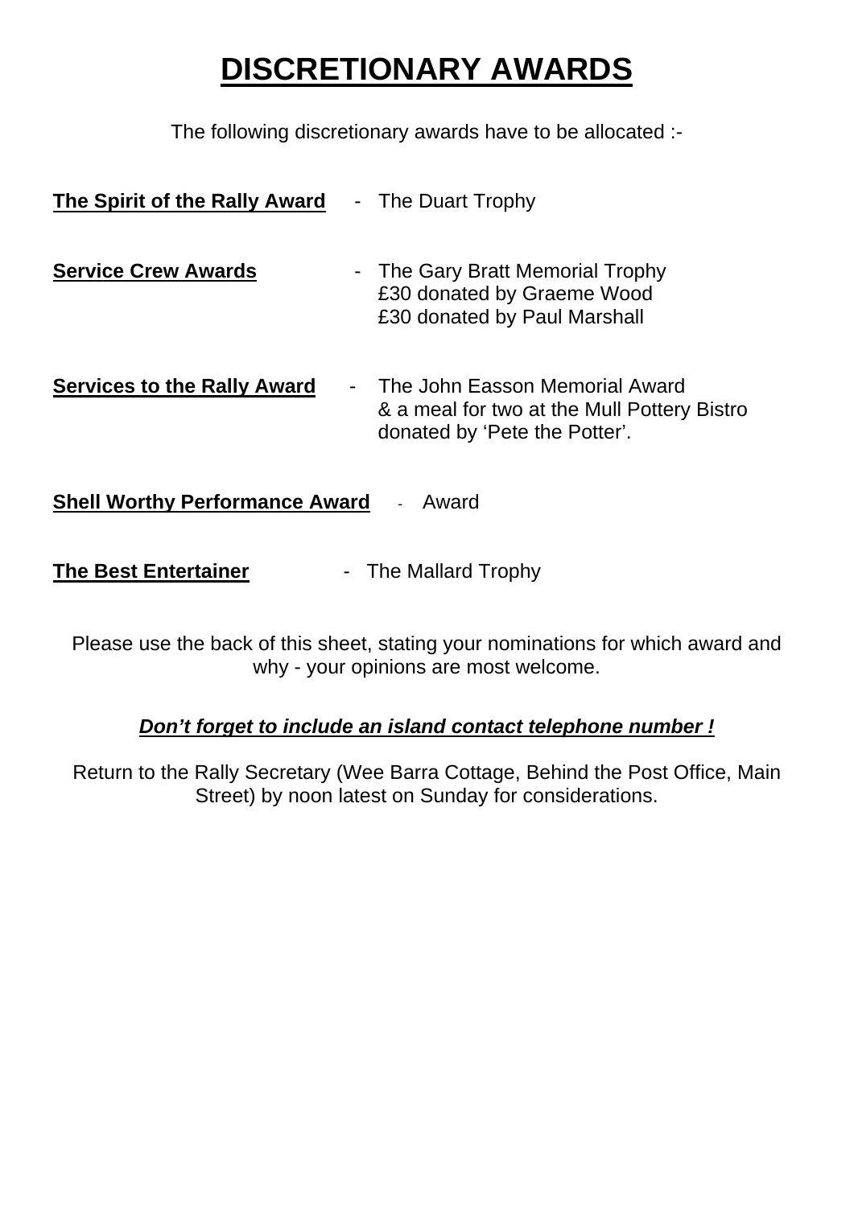# DISCRETIONARY AWARDS

The following discretionary awards have to be allocated :-

**The Spirit of the Rally Award** - The Duart Trophy

**Service Crew Awards** - The Gary Bratt Memorial Trophy
£30 donated by Graeme Wood
£30 donated by Paul Marshall

**Services to the Rally Award** - The John Easson Memorial Award
& a meal for two at the Mull Pottery Bistro
donated by 'Pete the Potter'.

**Shell Worthy Performance Award** - Award

**The Best Entertainer** - The Mallard Trophy

Please use the back of this sheet, stating your nominations for which award and why - your opinions are most welcome.

***Don't forget to include an island contact telephone number !***

Return to the Rally Secretary (Wee Barra Cottage, Behind the Post Office, Main Street) by noon latest on Sunday for considerations.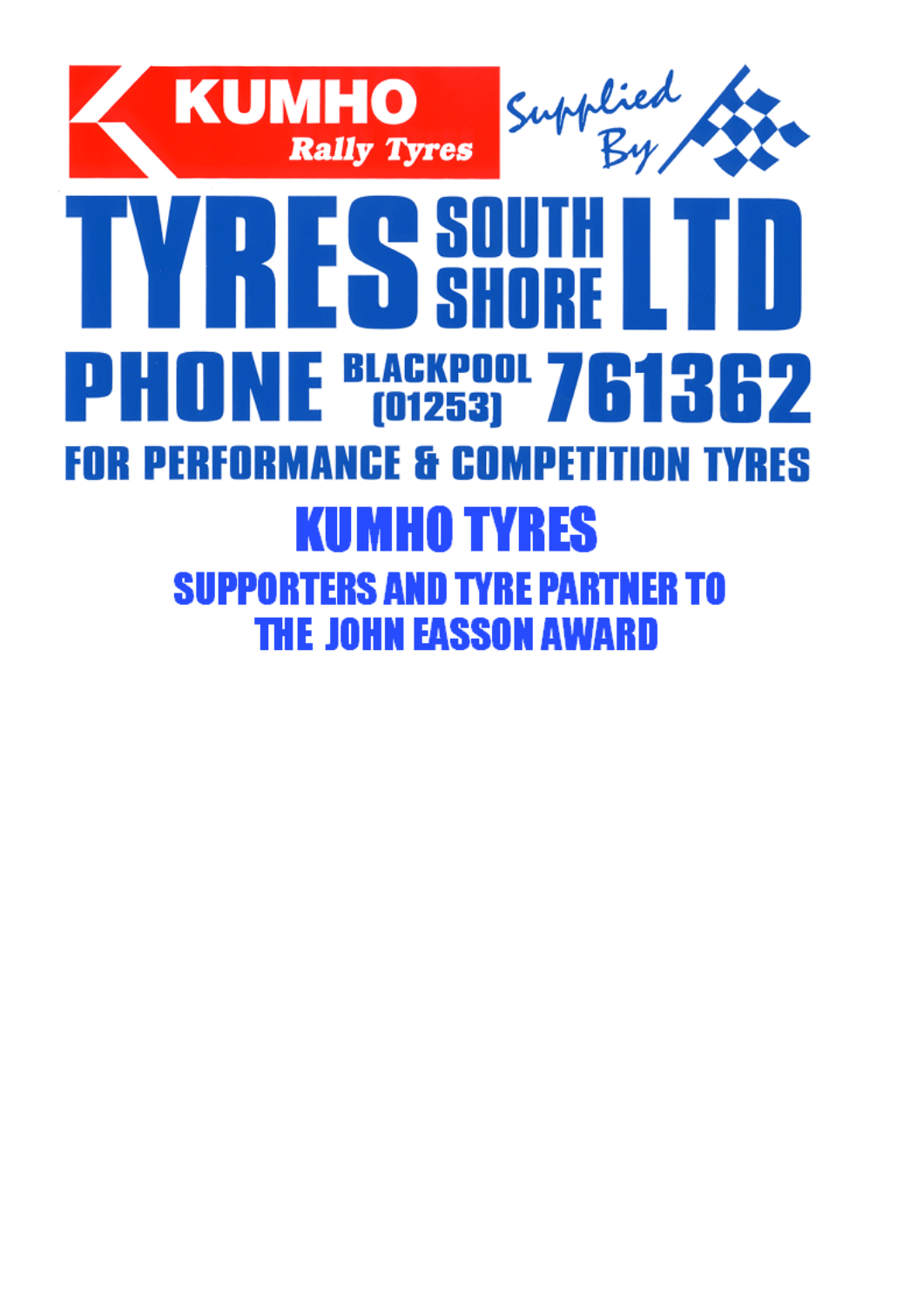KUMHO
*Rally Tyres*

Supplied By

# TYRES SOUTH SHORE LTD

## PHONE BLACKPOOL (01253) 761362

### FOR PERFORMANCE & COMPETITION TYRES

## KUMHO TYRES

### SUPPORTERS AND TYRE PARTNER TO THE JOHN EASSON AWARD